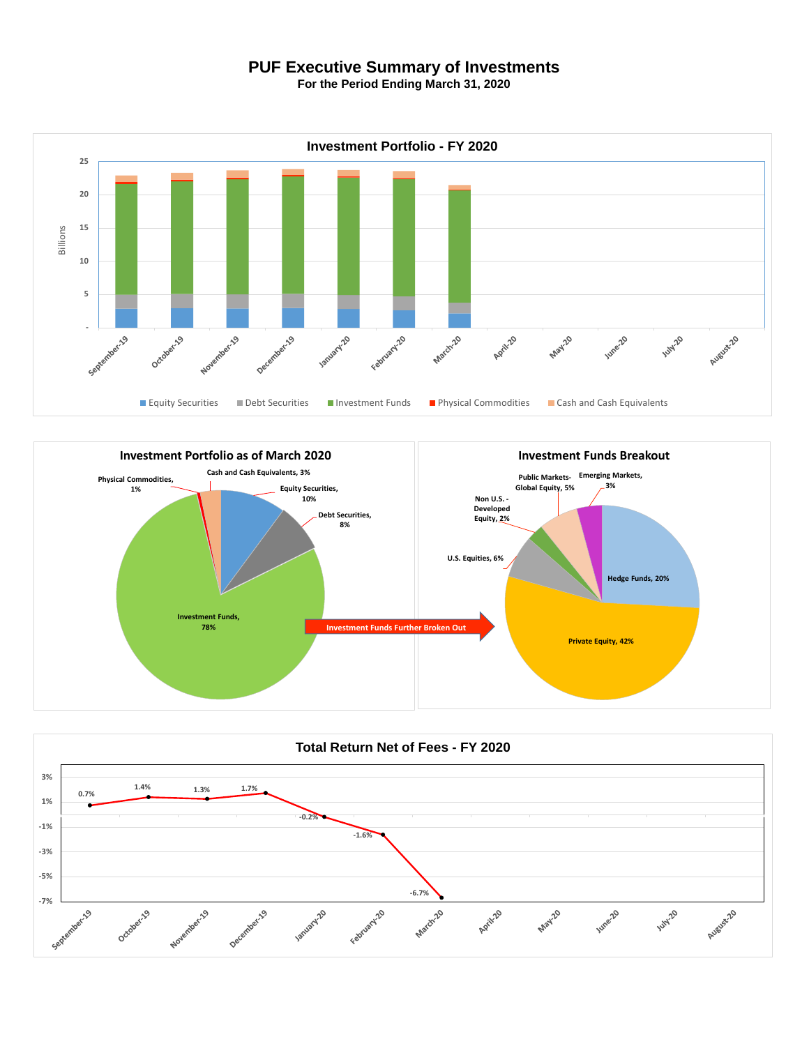# PUF Executive Summary of Investments

**For the Period Ending March 31, 2020**

## Investment Portfolio - FY 2020

Billions

25
20
15
10
5
-

September-19, October-19, November-19, December-19, January-20, February-20, March-20, April-20, May-20, June-20, July-20, August-20

Equity Securities | Debt Securities | Investment Funds | Physical Commodities | Cash and Cash Equivalents

## Investment Portfolio as of March 2020

- Physical Commodities, 1%
- Cash and Cash Equivalents, 3%
- Equity Securities, 10%
- Debt Securities, 8%
- Investment Funds, 78%

Investment Funds Further Broken Out

## Investment Funds Breakout

- Public Markets-Global Equity, 5%
- Emerging Markets, 3%
- Non U.S. - Developed Equity, 2%
- U.S. Equities, 6%
- Hedge Funds, 20%
- Private Equity, 42%

## Total Return Net of Fees - FY 2020

| Month | Return |
| --- | --- |
| September-19 | 0.7% |
| October-19 | 1.4% |
| November-19 | 1.3% |
| December-19 | 1.7% |
| January-20 | -0.2% |
| February-20 | -1.6% |
| March-20 | -6.7% |
| April-20 | |
| May-20 | |
| June-20 | |
| July-20 | |
| August-20 | |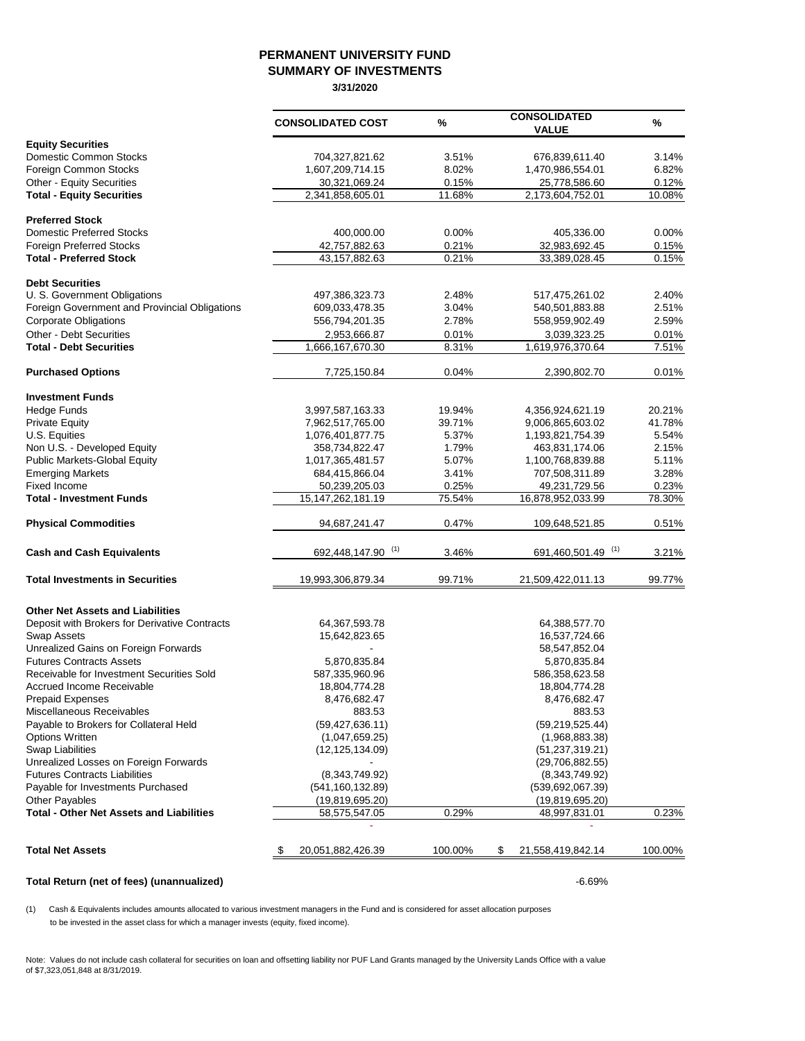# PERMANENT UNIVERSITY FUND
## SUMMARY OF INVESTMENTS
### 3/31/2020

| | CONSOLIDATED COST | % | CONSOLIDATED VALUE | % |
|---|---|---|---|---|
| **Equity Securities** | | | | |
| Domestic Common Stocks | 704,327,821.62 | 3.51% | 676,839,611.40 | 3.14% |
| Foreign Common Stocks | 1,607,209,714.15 | 8.02% | 1,470,986,554.01 | 6.82% |
| Other - Equity Securities | 30,321,069.24 | 0.15% | 25,778,586.60 | 0.12% |
| **Total - Equity Securities** | 2,341,858,605.01 | 11.68% | 2,173,604,752.01 | 10.08% |
| **Preferred Stock** | | | | |
| Domestic Preferred Stocks | 400,000.00 | 0.00% | 405,336.00 | 0.00% |
| Foreign Preferred Stocks | 42,757,882.63 | 0.21% | 32,983,692.45 | 0.15% |
| **Total - Preferred Stock** | 43,157,882.63 | 0.21% | 33,389,028.45 | 0.15% |
| **Debt Securities** | | | | |
| U. S. Government Obligations | 497,386,323.73 | 2.48% | 517,475,261.02 | 2.40% |
| Foreign Government and Provincial Obligations | 609,033,478.35 | 3.04% | 540,501,883.88 | 2.51% |
| Corporate Obligations | 556,794,201.35 | 2.78% | 558,959,902.49 | 2.59% |
| Other - Debt Securities | 2,953,666.87 | 0.01% | 3,039,323.25 | 0.01% |
| **Total - Debt Securities** | 1,666,167,670.30 | 8.31% | 1,619,976,370.64 | 7.51% |
| **Purchased Options** | 7,725,150.84 | 0.04% | 2,390,802.70 | 0.01% |
| **Investment Funds** | | | | |
| Hedge Funds | 3,997,587,163.33 | 19.94% | 4,356,924,621.19 | 20.21% |
| Private Equity | 7,962,517,765.00 | 39.71% | 9,006,865,603.02 | 41.78% |
| U.S. Equities | 1,076,401,877.75 | 5.37% | 1,193,821,754.39 | 5.54% |
| Non U.S. - Developed Equity | 358,734,822.47 | 1.79% | 463,831,174.06 | 2.15% |
| Public Markets-Global Equity | 1,017,365,481.57 | 5.07% | 1,100,768,839.88 | 5.11% |
| Emerging Markets | 684,415,866.04 | 3.41% | 707,508,311.89 | 3.28% |
| Fixed Income | 50,239,205.03 | 0.25% | 49,231,729.56 | 0.23% |
| **Total - Investment Funds** | 15,147,262,181.19 | 75.54% | 16,878,952,033.99 | 78.30% |
| **Physical Commodities** | 94,687,241.47 | 0.47% | 109,648,521.85 | 0.51% |
| **Cash and Cash Equivalents** | 692,448,147.90 (1) | 3.46% | 691,460,501.49 (1) | 3.21% |
| **Total Investments in Securities** | 19,993,306,879.34 | 99.71% | 21,509,422,011.13 | 99.77% |
| **Other Net Assets and Liabilities** | | | | |
| Deposit with Brokers for Derivative Contracts | 64,367,593.78 | | 64,388,577.70 | |
| Swap Assets | 15,642,823.65 | | 16,537,724.66 | |
| Unrealized Gains on Foreign Forwards | - | | 58,547,852.04 | |
| Futures Contracts Assets | 5,870,835.84 | | 5,870,835.84 | |
| Receivable for Investment Securities Sold | 587,335,960.96 | | 586,358,623.58 | |
| Accrued Income Receivable | 18,804,774.28 | | 18,804,774.28 | |
| Prepaid Expenses | 8,476,682.47 | | 8,476,682.47 | |
| Miscellaneous Receivables | 883.53 | | 883.53 | |
| Payable to Brokers for Collateral Held | (59,427,636.11) | | (59,219,525.44) | |
| Options Written | (1,047,659.25) | | (1,968,883.38) | |
| Swap Liabilities | (12,125,134.09) | | (51,237,319.21) | |
| Unrealized Losses on Foreign Forwards | - | | (29,706,882.55) | |
| Futures Contracts Liabilities | (8,343,749.92) | | (8,343,749.92) | |
| Payable for Investments Purchased | (541,160,132.89) | | (539,692,067.39) | |
| Other Payables | (19,819,695.20) | | (19,819,695.20) | |
| **Total - Other Net Assets and Liabilities** | 58,575,547.05 | 0.29% | 48,997,831.01 | 0.23% |
| | - | | - | |
| **Total Net Assets** | $ 20,051,882,426.39 | 100.00% | $ 21,558,419,842.14 | 100.00% |
| **Total Return (net of fees) (unannualized)** | | | -6.69% | |

(1) Cash & Equivalents includes amounts allocated to various investment managers in the Fund and is considered for asset allocation purposes to be invested in the asset class for which a manager invests (equity, fixed income).

Note: Values do not include cash collateral for securities on loan and offsetting liability nor PUF Land Grants managed by the University Lands Office with a value of $7,323,051,848 at 8/31/2019.